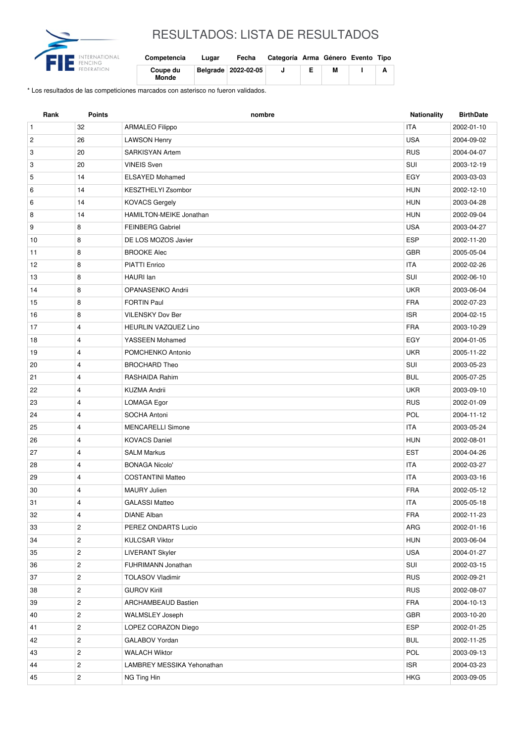# RESULTADOS: LISTA DE RESULTADOS

| Competencia | Lugar | Fecha | Categoría | Arma | Género | Evento | Tipo |
|---|---|---|---|---|---|---|---|
| Coupe du Monde | Belgrade | 2022-02-05 | J | E | M | I | A |

* Los resultados de las competiciones marcados con asterisco no fueron validados.

| Rank | Points | nombre | Nationality | BirthDate |
|---|---|---|---|---|
| 1 | 32 | ARMALEO Filippo | ITA | 2002-01-10 |
| 2 | 26 | LAWSON Henry | USA | 2004-09-02 |
| 3 | 20 | SARKISYAN Artem | RUS | 2004-04-07 |
| 3 | 20 | VINEIS Sven | SUI | 2003-12-19 |
| 5 | 14 | ELSAYED Mohamed | EGY | 2003-03-03 |
| 6 | 14 | KESZTHELYI Zsombor | HUN | 2002-12-10 |
| 6 | 14 | KOVACS Gergely | HUN | 2003-04-28 |
| 8 | 14 | HAMILTON-MEIKE Jonathan | HUN | 2002-09-04 |
| 9 | 8 | FEINBERG Gabriel | USA | 2003-04-27 |
| 10 | 8 | DE LOS MOZOS Javier | ESP | 2002-11-20 |
| 11 | 8 | BROOKE Alec | GBR | 2005-05-04 |
| 12 | 8 | PIATTI Enrico | ITA | 2002-02-26 |
| 13 | 8 | HAURI Ian | SUI | 2002-06-10 |
| 14 | 8 | OPANASENKO Andrii | UKR | 2003-06-04 |
| 15 | 8 | FORTIN Paul | FRA | 2002-07-23 |
| 16 | 8 | VILENSKY Dov Ber | ISR | 2004-02-15 |
| 17 | 4 | HEURLIN VAZQUEZ Lino | FRA | 2003-10-29 |
| 18 | 4 | YASSEEN Mohamed | EGY | 2004-01-05 |
| 19 | 4 | POMCHENKO Antonio | UKR | 2005-11-22 |
| 20 | 4 | BROCHARD Theo | SUI | 2003-05-23 |
| 21 | 4 | RASHAIDA Rahim | BUL | 2005-07-25 |
| 22 | 4 | KUZMA Andrii | UKR | 2003-09-10 |
| 23 | 4 | LOMAGA Egor | RUS | 2002-01-09 |
| 24 | 4 | SOCHA Antoni | POL | 2004-11-12 |
| 25 | 4 | MENCARELLI Simone | ITA | 2003-05-24 |
| 26 | 4 | KOVACS Daniel | HUN | 2002-08-01 |
| 27 | 4 | SALM Markus | EST | 2004-04-26 |
| 28 | 4 | BONAGA Nicolo' | ITA | 2002-03-27 |
| 29 | 4 | COSTANTINI Matteo | ITA | 2003-03-16 |
| 30 | 4 | MAURY Julien | FRA | 2002-05-12 |
| 31 | 4 | GALASSI Matteo | ITA | 2005-05-18 |
| 32 | 4 | DIANE Alban | FRA | 2002-11-23 |
| 33 | 2 | PEREZ ONDARTS Lucio | ARG | 2002-01-16 |
| 34 | 2 | KULCSAR Viktor | HUN | 2003-06-04 |
| 35 | 2 | LIVERANT Skyler | USA | 2004-01-27 |
| 36 | 2 | FUHRIMANN Jonathan | SUI | 2002-03-15 |
| 37 | 2 | TOLASOV Vladimir | RUS | 2002-09-21 |
| 38 | 2 | GUROV Kirill | RUS | 2002-08-07 |
| 39 | 2 | ARCHAMBEAUD Bastien | FRA | 2004-10-13 |
| 40 | 2 | WALMSLEY Joseph | GBR | 2003-10-20 |
| 41 | 2 | LOPEZ CORAZON Diego | ESP | 2002-01-25 |
| 42 | 2 | GALABOV Yordan | BUL | 2002-11-25 |
| 43 | 2 | WALACH Wiktor | POL | 2003-09-13 |
| 44 | 2 | LAMBREY MESSIKA Yehonathan | ISR | 2004-03-23 |
| 45 | 2 | NG Ting Hin | HKG | 2003-09-05 |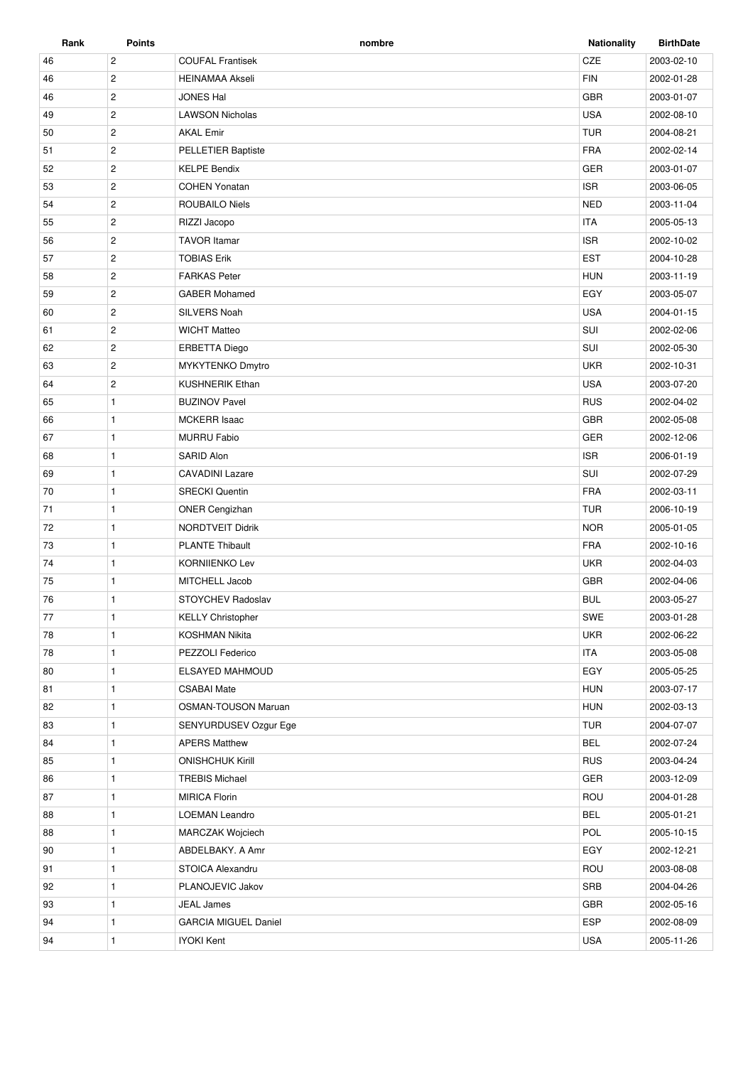| Rank | Points | nombre | Nationality | BirthDate |
| --- | --- | --- | --- | --- |
| 46 | 2 | COUFAL Frantisek | CZE | 2003-02-10 |
| 46 | 2 | HEINAMAA Akseli | FIN | 2002-01-28 |
| 46 | 2 | JONES Hal | GBR | 2003-01-07 |
| 49 | 2 | LAWSON Nicholas | USA | 2002-08-10 |
| 50 | 2 | AKAL Emir | TUR | 2004-08-21 |
| 51 | 2 | PELLETIER Baptiste | FRA | 2002-02-14 |
| 52 | 2 | KELPE Bendix | GER | 2003-01-07 |
| 53 | 2 | COHEN Yonatan | ISR | 2003-06-05 |
| 54 | 2 | ROUBAILO Niels | NED | 2003-11-04 |
| 55 | 2 | RIZZI Jacopo | ITA | 2005-05-13 |
| 56 | 2 | TAVOR Itamar | ISR | 2002-10-02 |
| 57 | 2 | TOBIAS Erik | EST | 2004-10-28 |
| 58 | 2 | FARKAS Peter | HUN | 2003-11-19 |
| 59 | 2 | GABER Mohamed | EGY | 2003-05-07 |
| 60 | 2 | SILVERS Noah | USA | 2004-01-15 |
| 61 | 2 | WICHT Matteo | SUI | 2002-02-06 |
| 62 | 2 | ERBETTA Diego | SUI | 2002-05-30 |
| 63 | 2 | MYKYTENKO Dmytro | UKR | 2002-10-31 |
| 64 | 2 | KUSHNERIK Ethan | USA | 2003-07-20 |
| 65 | 1 | BUZINOV Pavel | RUS | 2002-04-02 |
| 66 | 1 | MCKERR Isaac | GBR | 2002-05-08 |
| 67 | 1 | MURRU Fabio | GER | 2002-12-06 |
| 68 | 1 | SARID Alon | ISR | 2006-01-19 |
| 69 | 1 | CAVADINI Lazare | SUI | 2002-07-29 |
| 70 | 1 | SRECKI Quentin | FRA | 2002-03-11 |
| 71 | 1 | ONER Cengizhan | TUR | 2006-10-19 |
| 72 | 1 | NORDTVEIT Didrik | NOR | 2005-01-05 |
| 73 | 1 | PLANTE Thibault | FRA | 2002-10-16 |
| 74 | 1 | KORNIIENKO Lev | UKR | 2002-04-03 |
| 75 | 1 | MITCHELL Jacob | GBR | 2002-04-06 |
| 76 | 1 | STOYCHEV Radoslav | BUL | 2003-05-27 |
| 77 | 1 | KELLY Christopher | SWE | 2003-01-28 |
| 78 | 1 | KOSHMAN Nikita | UKR | 2002-06-22 |
| 78 | 1 | PEZZOLI Federico | ITA | 2003-05-08 |
| 80 | 1 | ELSAYED MAHMOUD | EGY | 2005-05-25 |
| 81 | 1 | CSABAI Mate | HUN | 2003-07-17 |
| 82 | 1 | OSMAN-TOUSON Maruan | HUN | 2002-03-13 |
| 83 | 1 | SENYURDUSEV Ozgur Ege | TUR | 2004-07-07 |
| 84 | 1 | APERS Matthew | BEL | 2002-07-24 |
| 85 | 1 | ONISHCHUK Kirill | RUS | 2003-04-24 |
| 86 | 1 | TREBIS Michael | GER | 2003-12-09 |
| 87 | 1 | MIRICA Florin | ROU | 2004-01-28 |
| 88 | 1 | LOEMAN Leandro | BEL | 2005-01-21 |
| 88 | 1 | MARCZAK Wojciech | POL | 2005-10-15 |
| 90 | 1 | ABDELBAKY. A Amr | EGY | 2002-12-21 |
| 91 | 1 | STOICA Alexandru | ROU | 2003-08-08 |
| 92 | 1 | PLANOJEVIC Jakov | SRB | 2004-04-26 |
| 93 | 1 | JEAL James | GBR | 2002-05-16 |
| 94 | 1 | GARCIA MIGUEL Daniel | ESP | 2002-08-09 |
| 94 | 1 | IYOKI Kent | USA | 2005-11-26 |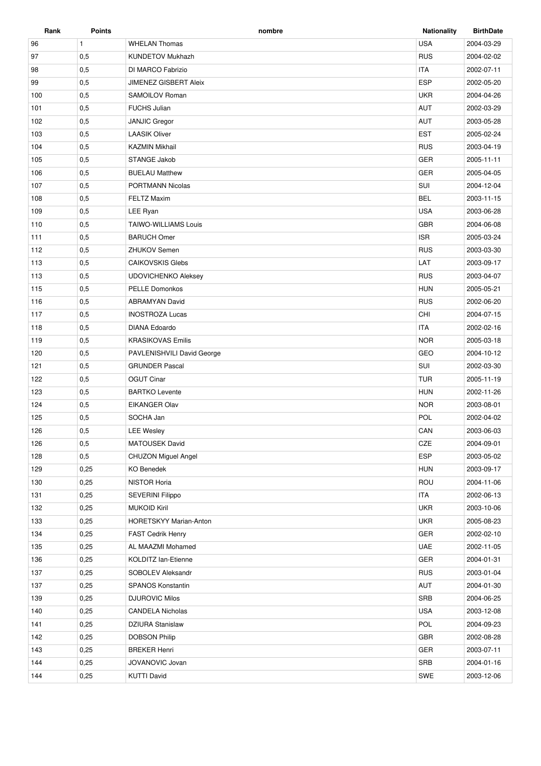| Rank | Points | nombre | Nationality | BirthDate |
| --- | --- | --- | --- | --- |
| 96 | 1 | WHELAN Thomas | USA | 2004-03-29 |
| 97 | 0,5 | KUNDETOV Mukhazh | RUS | 2004-02-02 |
| 98 | 0,5 | DI MARCO Fabrizio | ITA | 2002-07-11 |
| 99 | 0,5 | JIMENEZ GISBERT Aleix | ESP | 2002-05-20 |
| 100 | 0,5 | SAMOILOV Roman | UKR | 2004-04-26 |
| 101 | 0,5 | FUCHS Julian | AUT | 2002-03-29 |
| 102 | 0,5 | JANJIC Gregor | AUT | 2003-05-28 |
| 103 | 0,5 | LAASIK Oliver | EST | 2005-02-24 |
| 104 | 0,5 | KAZMIN Mikhail | RUS | 2003-04-19 |
| 105 | 0,5 | STANGE Jakob | GER | 2005-11-11 |
| 106 | 0,5 | BUELAU Matthew | GER | 2005-04-05 |
| 107 | 0,5 | PORTMANN Nicolas | SUI | 2004-12-04 |
| 108 | 0,5 | FELTZ Maxim | BEL | 2003-11-15 |
| 109 | 0,5 | LEE Ryan | USA | 2003-06-28 |
| 110 | 0,5 | TAIWO-WILLIAMS Louis | GBR | 2004-06-08 |
| 111 | 0,5 | BARUCH Omer | ISR | 2005-03-24 |
| 112 | 0,5 | ZHUKOV Semen | RUS | 2003-03-30 |
| 113 | 0,5 | CAIKOVSKIS Glebs | LAT | 2003-09-17 |
| 113 | 0,5 | UDOVICHENKO Aleksey | RUS | 2003-04-07 |
| 115 | 0,5 | PELLE Domonkos | HUN | 2005-05-21 |
| 116 | 0,5 | ABRAMYAN David | RUS | 2002-06-20 |
| 117 | 0,5 | INOSTROZA Lucas | CHI | 2004-07-15 |
| 118 | 0,5 | DIANA Edoardo | ITA | 2002-02-16 |
| 119 | 0,5 | KRASIKOVAS Emilis | NOR | 2005-03-18 |
| 120 | 0,5 | PAVLENISHVILI David George | GEO | 2004-10-12 |
| 121 | 0,5 | GRUNDER Pascal | SUI | 2002-03-30 |
| 122 | 0,5 | OGUT Cinar | TUR | 2005-11-19 |
| 123 | 0,5 | BARTKO Levente | HUN | 2002-11-26 |
| 124 | 0,5 | EIKANGER Olav | NOR | 2003-08-01 |
| 125 | 0,5 | SOCHA Jan | POL | 2002-04-02 |
| 126 | 0,5 | LEE Wesley | CAN | 2003-06-03 |
| 126 | 0,5 | MATOUSEK David | CZE | 2004-09-01 |
| 128 | 0,5 | CHUZON Miguel Angel | ESP | 2003-05-02 |
| 129 | 0,25 | KO Benedek | HUN | 2003-09-17 |
| 130 | 0,25 | NISTOR Horia | ROU | 2004-11-06 |
| 131 | 0,25 | SEVERINI Filippo | ITA | 2002-06-13 |
| 132 | 0,25 | MUKOID Kiril | UKR | 2003-10-06 |
| 133 | 0,25 | HORETSKYY Marian-Anton | UKR | 2005-08-23 |
| 134 | 0,25 | FAST Cedrik Henry | GER | 2002-02-10 |
| 135 | 0,25 | AL MAAZMI Mohamed | UAE | 2002-11-05 |
| 136 | 0,25 | KOLDITZ Ian-Etienne | GER | 2004-01-31 |
| 137 | 0,25 | SOBOLEV Aleksandr | RUS | 2003-01-04 |
| 137 | 0,25 | SPANOS Konstantin | AUT | 2004-01-30 |
| 139 | 0,25 | DJUROVIC Milos | SRB | 2004-06-25 |
| 140 | 0,25 | CANDELA Nicholas | USA | 2003-12-08 |
| 141 | 0,25 | DZIURA Stanislaw | POL | 2004-09-23 |
| 142 | 0,25 | DOBSON Philip | GBR | 2002-08-28 |
| 143 | 0,25 | BREKER Henri | GER | 2003-07-11 |
| 144 | 0,25 | JOVANOVIC Jovan | SRB | 2004-01-16 |
| 144 | 0,25 | KUTTI David | SWE | 2003-12-06 |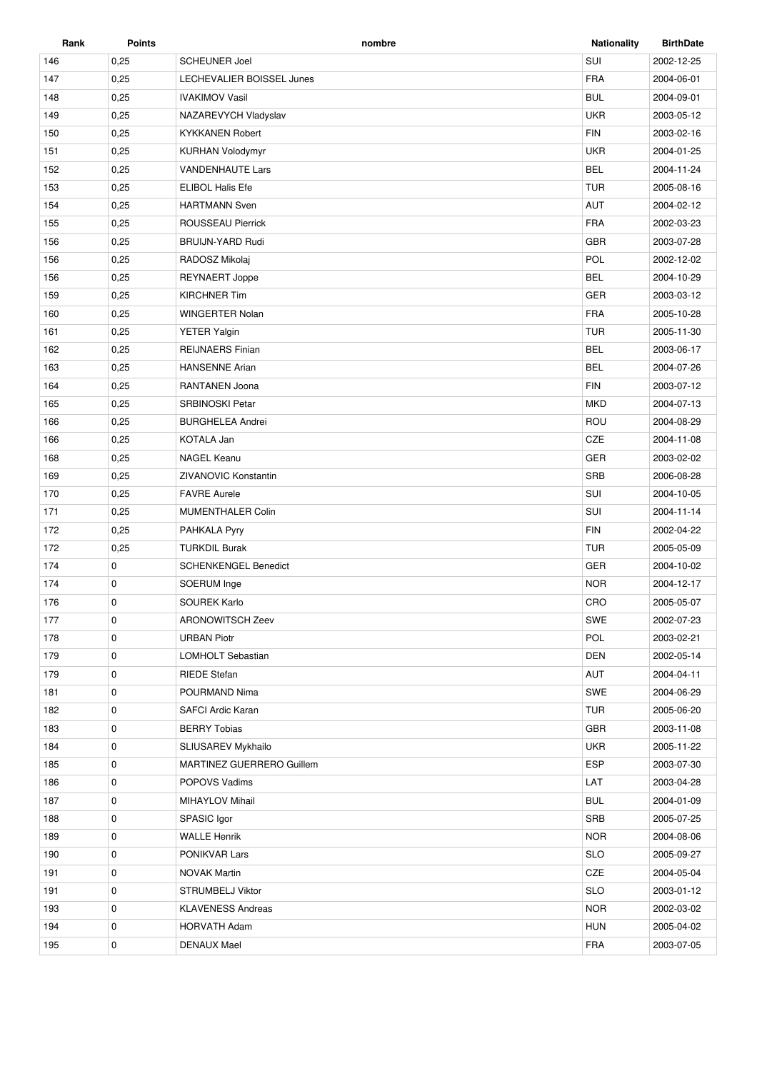| Rank | Points | nombre | Nationality | BirthDate |
| --- | --- | --- | --- | --- |
| 146 | 0,25 | SCHEUNER Joel | SUI | 2002-12-25 |
| 147 | 0,25 | LECHEVALIER BOISSEL Junes | FRA | 2004-06-01 |
| 148 | 0,25 | IVAKIMOV Vasil | BUL | 2004-09-01 |
| 149 | 0,25 | NAZAREVYCH Vladyslav | UKR | 2003-05-12 |
| 150 | 0,25 | KYKKANEN Robert | FIN | 2003-02-16 |
| 151 | 0,25 | KURHAN Volodymyr | UKR | 2004-01-25 |
| 152 | 0,25 | VANDENHAUTE Lars | BEL | 2004-11-24 |
| 153 | 0,25 | ELIBOL Halis Efe | TUR | 2005-08-16 |
| 154 | 0,25 | HARTMANN Sven | AUT | 2004-02-12 |
| 155 | 0,25 | ROUSSEAU Pierrick | FRA | 2002-03-23 |
| 156 | 0,25 | BRUIJN-YARD Rudi | GBR | 2003-07-28 |
| 156 | 0,25 | RADOSZ Mikolaj | POL | 2002-12-02 |
| 156 | 0,25 | REYNAERT Joppe | BEL | 2004-10-29 |
| 159 | 0,25 | KIRCHNER Tim | GER | 2003-03-12 |
| 160 | 0,25 | WINGERTER Nolan | FRA | 2005-10-28 |
| 161 | 0,25 | YETER Yalgin | TUR | 2005-11-30 |
| 162 | 0,25 | REIJNAERS Finian | BEL | 2003-06-17 |
| 163 | 0,25 | HANSENNE Arian | BEL | 2004-07-26 |
| 164 | 0,25 | RANTANEN Joona | FIN | 2003-07-12 |
| 165 | 0,25 | SRBINOSKI Petar | MKD | 2004-07-13 |
| 166 | 0,25 | BURGHELEA Andrei | ROU | 2004-08-29 |
| 166 | 0,25 | KOTALA Jan | CZE | 2004-11-08 |
| 168 | 0,25 | NAGEL Keanu | GER | 2003-02-02 |
| 169 | 0,25 | ZIVANOVIC Konstantin | SRB | 2006-08-28 |
| 170 | 0,25 | FAVRE Aurele | SUI | 2004-10-05 |
| 171 | 0,25 | MUMENTHALER Colin | SUI | 2004-11-14 |
| 172 | 0,25 | PAHKALA Pyry | FIN | 2002-04-22 |
| 172 | 0,25 | TURKDIL Burak | TUR | 2005-05-09 |
| 174 | 0 | SCHENKENGEL Benedict | GER | 2004-10-02 |
| 174 | 0 | SOERUM Inge | NOR | 2004-12-17 |
| 176 | 0 | SOUREK Karlo | CRO | 2005-05-07 |
| 177 | 0 | ARONOWITSCH Zeev | SWE | 2002-07-23 |
| 178 | 0 | URBAN Piotr | POL | 2003-02-21 |
| 179 | 0 | LOMHOLT Sebastian | DEN | 2002-05-14 |
| 179 | 0 | RIEDE Stefan | AUT | 2004-04-11 |
| 181 | 0 | POURMAND Nima | SWE | 2004-06-29 |
| 182 | 0 | SAFCI Ardic Karan | TUR | 2005-06-20 |
| 183 | 0 | BERRY Tobias | GBR | 2003-11-08 |
| 184 | 0 | SLIUSAREV Mykhailo | UKR | 2005-11-22 |
| 185 | 0 | MARTINEZ GUERRERO Guillem | ESP | 2003-07-30 |
| 186 | 0 | POPOVS Vadims | LAT | 2003-04-28 |
| 187 | 0 | MIHAYLOV Mihail | BUL | 2004-01-09 |
| 188 | 0 | SPASIC Igor | SRB | 2005-07-25 |
| 189 | 0 | WALLE Henrik | NOR | 2004-08-06 |
| 190 | 0 | PONIKVAR Lars | SLO | 2005-09-27 |
| 191 | 0 | NOVAK Martin | CZE | 2004-05-04 |
| 191 | 0 | STRUMBELJ Viktor | SLO | 2003-01-12 |
| 193 | 0 | KLAVENESS Andreas | NOR | 2002-03-02 |
| 194 | 0 | HORVATH Adam | HUN | 2005-04-02 |
| 195 | 0 | DENAUX Mael | FRA | 2003-07-05 |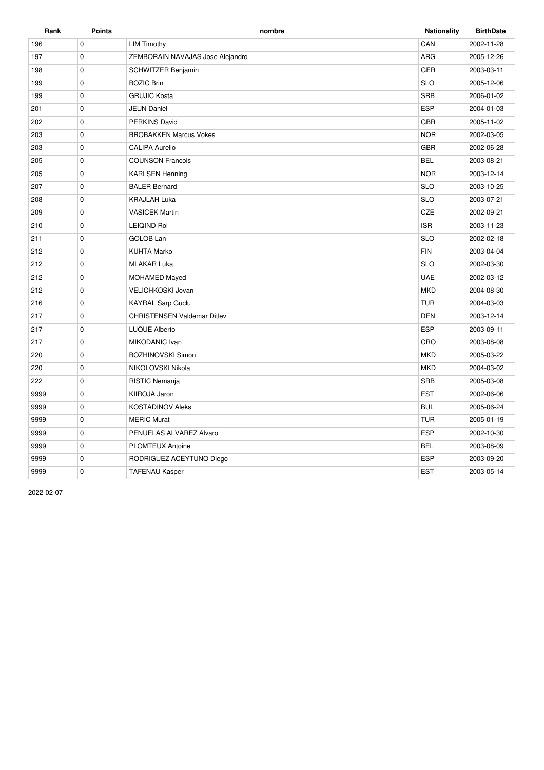| Rank | Points | nombre | Nationality | BirthDate |
|---|---|---|---|---|
| 196 | 0 | LIM Timothy | CAN | 2002-11-28 |
| 197 | 0 | ZEMBORAIN NAVAJAS Jose Alejandro | ARG | 2005-12-26 |
| 198 | 0 | SCHWITZER Benjamin | GER | 2003-03-11 |
| 199 | 0 | BOZIC Brin | SLO | 2005-12-06 |
| 199 | 0 | GRUJIC Kosta | SRB | 2006-01-02 |
| 201 | 0 | JEUN Daniel | ESP | 2004-01-03 |
| 202 | 0 | PERKINS David | GBR | 2005-11-02 |
| 203 | 0 | BROBAKKEN Marcus Vokes | NOR | 2002-03-05 |
| 203 | 0 | CALIPA Aurelio | GBR | 2002-06-28 |
| 205 | 0 | COUNSON Francois | BEL | 2003-08-21 |
| 205 | 0 | KARLSEN Henning | NOR | 2003-12-14 |
| 207 | 0 | BALER Bernard | SLO | 2003-10-25 |
| 208 | 0 | KRAJLAH Luka | SLO | 2003-07-21 |
| 209 | 0 | VASICEK Martin | CZE | 2002-09-21 |
| 210 | 0 | LEIQIND Roi | ISR | 2003-11-23 |
| 211 | 0 | GOLOB Lan | SLO | 2002-02-18 |
| 212 | 0 | KUHTA Marko | FIN | 2003-04-04 |
| 212 | 0 | MLAKAR Luka | SLO | 2002-03-30 |
| 212 | 0 | MOHAMED Mayed | UAE | 2002-03-12 |
| 212 | 0 | VELICHKOSKI Jovan | MKD | 2004-08-30 |
| 216 | 0 | KAYRAL Sarp Guclu | TUR | 2004-03-03 |
| 217 | 0 | CHRISTENSEN Valdemar Ditlev | DEN | 2003-12-14 |
| 217 | 0 | LUQUE Alberto | ESP | 2003-09-11 |
| 217 | 0 | MIKODANIC Ivan | CRO | 2003-08-08 |
| 220 | 0 | BOZHINOVSKI Simon | MKD | 2005-03-22 |
| 220 | 0 | NIKOLOVSKI Nikola | MKD | 2004-03-02 |
| 222 | 0 | RISTIC Nemanja | SRB | 2005-03-08 |
| 9999 | 0 | KIIROJA Jaron | EST | 2002-06-06 |
| 9999 | 0 | KOSTADINOV Aleks | BUL | 2005-06-24 |
| 9999 | 0 | MERIC Murat | TUR | 2005-01-19 |
| 9999 | 0 | PENUELAS ALVAREZ Alvaro | ESP | 2002-10-30 |
| 9999 | 0 | PLOMTEUX Antoine | BEL | 2003-08-09 |
| 9999 | 0 | RODRIGUEZ ACEYTUNO Diego | ESP | 2003-09-20 |
| 9999 | 0 | TAFENAU Kasper | EST | 2003-05-14 |

2022-02-07